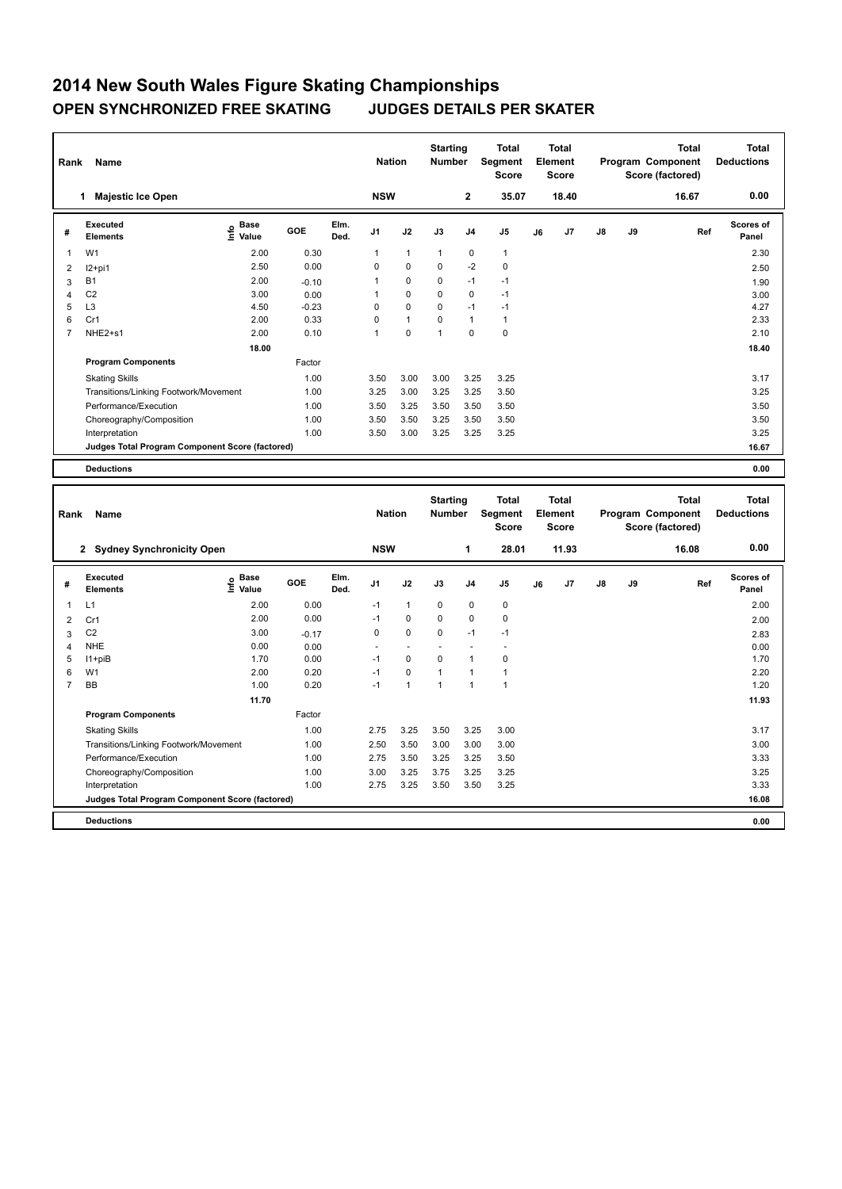# 2014 New South Wales Figure Skating Championships

## OPEN SYNCHRONIZED FREE SKATING JUDGES DETAILS PER SKATER

| Rank | Name | Nation | Starting Number | Total Segment Score | Total Element Score | Total Program Component Score (factored) | Total Deductions |
|---|---|---|---|---|---|---|---|
| 1 | Majestic Ice Open | NSW | 2 | 35.07 | 18.40 | 16.67 | 0.00 |

| # | Executed Elements | Info | Base Value | GOE | Elm. Ded. | J1 | J2 | J3 | J4 | J5 | J6 | J7 | J8 | J9 | Ref | Scores of Panel |
|---|---|---|---|---|---|---|---|---|---|---|---|---|---|---|---|---|
| 1 | W1 | | 2.00 | 0.30 | | 1 | 1 | 1 | 0 | 1 | | | | | | 2.30 |
| 2 | I2+pi1 | | 2.50 | 0.00 | | 0 | 0 | 0 | -2 | 0 | | | | | | 2.50 |
| 3 | B1 | | 2.00 | -0.10 | | 1 | 0 | 0 | -1 | -1 | | | | | | 1.90 |
| 4 | C2 | | 3.00 | 0.00 | | 1 | 0 | 0 | 0 | -1 | | | | | | 3.00 |
| 5 | L3 | | 4.50 | -0.23 | | 0 | 0 | 0 | -1 | -1 | | | | | | 4.27 |
| 6 | Cr1 | | 2.00 | 0.33 | | 0 | 1 | 0 | 1 | 1 | | | | | | 2.33 |
| 7 | NHE2+s1 | | 2.00 | 0.10 | | 1 | 0 | 1 | 0 | 0 | | | | | | 2.10 |
| | | | 18.00 | | | | | | | | | | | | | 18.40 |

| Program Components | Factor | J1 | J2 | J3 | J4 | J5 | J6 | J7 | J8 | J9 | Scores of Panel |
|---|---|---|---|---|---|---|---|---|---|---|---|
| Skating Skills | 1.00 | 3.50 | 3.00 | 3.00 | 3.25 | 3.25 | | | | | 3.17 |
| Transitions/Linking Footwork/Movement | 1.00 | 3.25 | 3.00 | 3.25 | 3.25 | 3.50 | | | | | 3.25 |
| Performance/Execution | 1.00 | 3.50 | 3.25 | 3.50 | 3.50 | 3.50 | | | | | 3.50 |
| Choreography/Composition | 1.00 | 3.50 | 3.50 | 3.25 | 3.50 | 3.50 | | | | | 3.50 |
| Interpretation | 1.00 | 3.50 | 3.00 | 3.25 | 3.25 | 3.25 | | | | | 3.25 |
| Judges Total Program Component Score (factored) | | | | | | | | | | | 16.67 |
| **Deductions** | | | | | | | | | | | 0.00 |

| Rank | Name | Nation | Starting Number | Total Segment Score | Total Element Score | Total Program Component Score (factored) | Total Deductions |
|---|---|---|---|---|---|---|---|
| 2 | Sydney Synchronicity Open | NSW | 1 | 28.01 | 11.93 | 16.08 | 0.00 |

| # | Executed Elements | Info | Base Value | GOE | Elm. Ded. | J1 | J2 | J3 | J4 | J5 | J6 | J7 | J8 | J9 | Ref | Scores of Panel |
|---|---|---|---|---|---|---|---|---|---|---|---|---|---|---|---|---|
| 1 | L1 | | 2.00 | 0.00 | | -1 | 1 | 0 | 0 | 0 | | | | | | 2.00 |
| 2 | Cr1 | | 2.00 | 0.00 | | -1 | 0 | 0 | 0 | 0 | | | | | | 2.00 |
| 3 | C2 | | 3.00 | -0.17 | | 0 | 0 | 0 | -1 | -1 | | | | | | 2.83 |
| 4 | NHE | | 0.00 | 0.00 | | - | - | - | - | - | | | | | | 0.00 |
| 5 | I1+piB | | 1.70 | 0.00 | | -1 | 0 | 0 | 1 | 0 | | | | | | 1.70 |
| 6 | W1 | | 2.00 | 0.20 | | -1 | 0 | 1 | 1 | 1 | | | | | | 2.20 |
| 7 | BB | | 1.00 | 0.20 | | -1 | 1 | 1 | 1 | 1 | | | | | | 1.20 |
| | | | 11.70 | | | | | | | | | | | | | 11.93 |

| Program Components | Factor | J1 | J2 | J3 | J4 | J5 | J6 | J7 | J8 | J9 | Scores of Panel |
|---|---|---|---|---|---|---|---|---|---|---|---|
| Skating Skills | 1.00 | 2.75 | 3.25 | 3.50 | 3.25 | 3.00 | | | | | 3.17 |
| Transitions/Linking Footwork/Movement | 1.00 | 2.50 | 3.50 | 3.00 | 3.00 | 3.00 | | | | | 3.00 |
| Performance/Execution | 1.00 | 2.75 | 3.50 | 3.25 | 3.25 | 3.50 | | | | | 3.33 |
| Choreography/Composition | 1.00 | 3.00 | 3.25 | 3.75 | 3.25 | 3.25 | | | | | 3.25 |
| Interpretation | 1.00 | 2.75 | 3.25 | 3.50 | 3.50 | 3.25 | | | | | 3.33 |
| Judges Total Program Component Score (factored) | | | | | | | | | | | 16.08 |
| **Deductions** | | | | | | | | | | | 0.00 |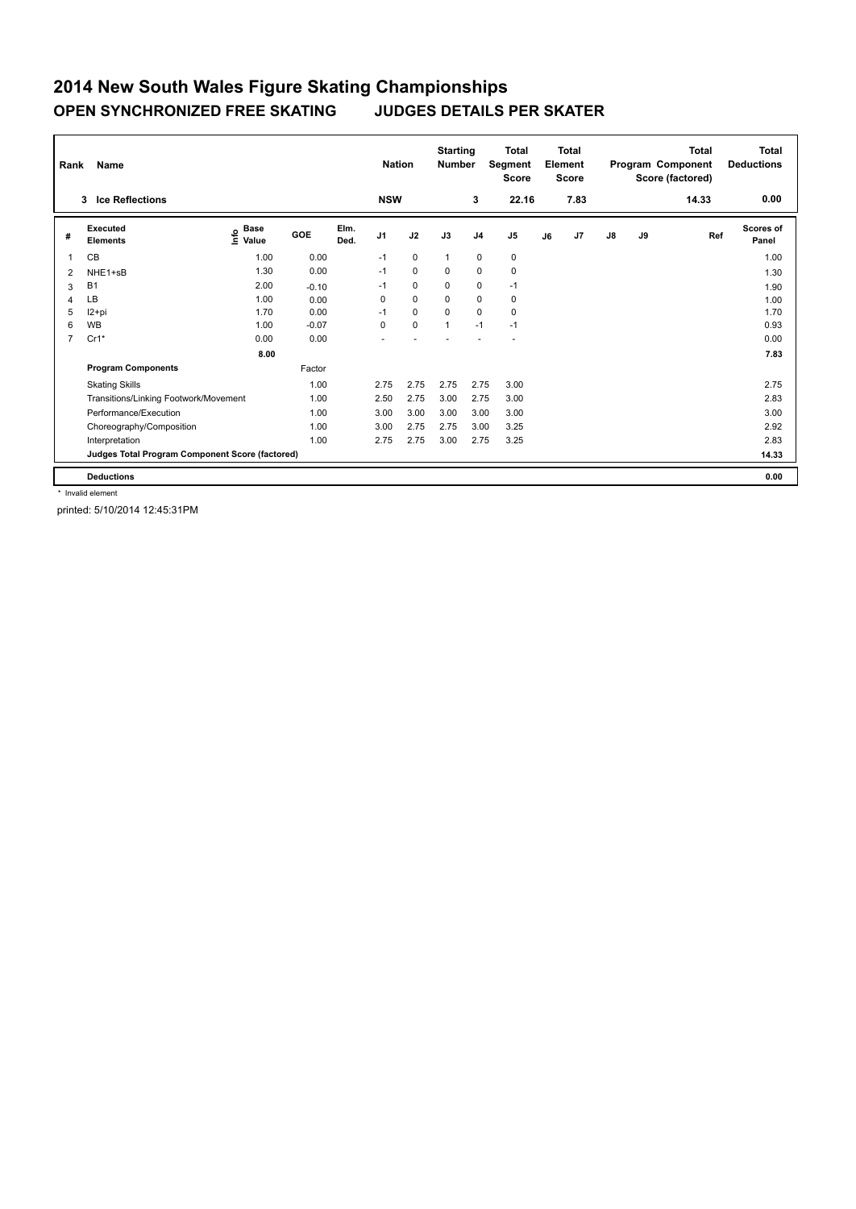# 2014 New South Wales Figure Skating Championships

## OPEN SYNCHRONIZED FREE SKATING JUDGES DETAILS PER SKATER

| Rank | Name | Nation | Starting Number | Total Segment Score | Total Element Score | Total Program Component Score (factored) | Total Deductions |
|---|---|---|---|---|---|---|---|
| 3 | Ice Reflections | NSW | 3 | 22.16 | 7.83 | 14.33 | 0.00 |

| # | Executed Elements | Info | Base Value | GOE | Elm. Ded. | J1 | J2 | J3 | J4 | J5 | J6 | J7 | J8 | J9 | Ref | Scores of Panel |
|---|---|---|---|---|---|---|---|---|---|---|---|---|---|---|---|---|
| 1 | CB | | 1.00 | 0.00 | | -1 | 0 | 1 | 0 | 0 | | | | | | 1.00 |
| 2 | NHE1+sB | | 1.30 | 0.00 | | -1 | 0 | 0 | 0 | 0 | | | | | | 1.30 |
| 3 | B1 | | 2.00 | -0.10 | | -1 | 0 | 0 | 0 | -1 | | | | | | 1.90 |
| 4 | LB | | 1.00 | 0.00 | | 0 | 0 | 0 | 0 | 0 | | | | | | 1.00 |
| 5 | I2+pi | | 1.70 | 0.00 | | -1 | 0 | 0 | 0 | 0 | | | | | | 1.70 |
| 6 | WB | | 1.00 | -0.07 | | 0 | 0 | 1 | -1 | -1 | | | | | | 0.93 |
| 7 | Cr1* | | 0.00 | 0.00 | | - | - | - | - | - | | | | | | 0.00 |
| | | | 8.00 | | | | | | | | | | | | | 7.83 |
| | **Program Components** | | | Factor | | | | | | | | | | | | |
| | Skating Skills | | | 1.00 | | 2.75 | 2.75 | 2.75 | 2.75 | 3.00 | | | | | | 2.75 |
| | Transitions/Linking Footwork/Movement | | | 1.00 | | 2.50 | 2.75 | 3.00 | 2.75 | 3.00 | | | | | | 2.83 |
| | Performance/Execution | | | 1.00 | | 3.00 | 3.00 | 3.00 | 3.00 | 3.00 | | | | | | 3.00 |
| | Choreography/Composition | | | 1.00 | | 3.00 | 2.75 | 2.75 | 3.00 | 3.25 | | | | | | 2.92 |
| | Interpretation | | | 1.00 | | 2.75 | 2.75 | 3.00 | 2.75 | 3.25 | | | | | | 2.83 |
| | **Judges Total Program Component Score (factored)** | | | | | | | | | | | | | | | 14.33 |
| | **Deductions** | | | | | | | | | | | | | | | 0.00 |

\* Invalid element

printed: 5/10/2014 12:45:31PM